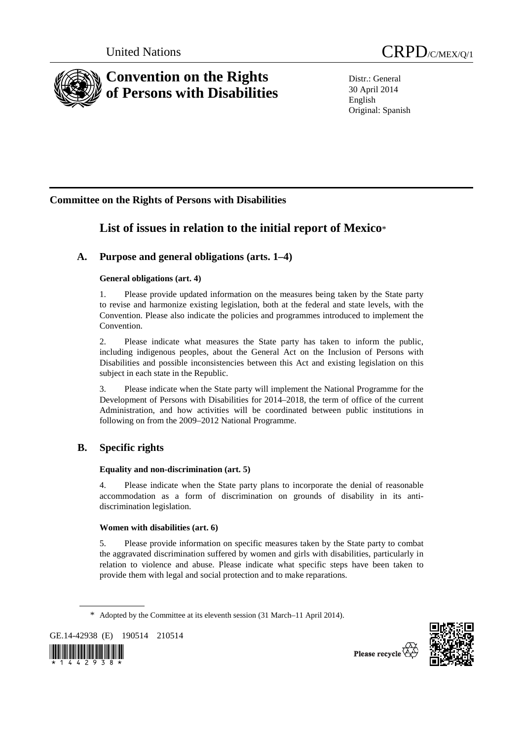United Nations CRPD/C/MEX/Q/1

# Convention on the Rights of Persons with Disabilities

Distr.: General
30 April 2014
English
Original: Spanish

## Committee on the Rights of Persons with Disabilities

# List of issues in relation to the initial report of Mexico*

## A. Purpose and general obligations (arts. 1–4)

### General obligations (art. 4)

1. Please provide updated information on the measures being taken by the State party to revise and harmonize existing legislation, both at the federal and state levels, with the Convention. Please also indicate the policies and programmes introduced to implement the Convention.

2. Please indicate what measures the State party has taken to inform the public, including indigenous peoples, about the General Act on the Inclusion of Persons with Disabilities and possible inconsistencies between this Act and existing legislation on this subject in each state in the Republic.

3. Please indicate when the State party will implement the National Programme for the Development of Persons with Disabilities for 2014–2018, the term of office of the current Administration, and how activities will be coordinated between public institutions in following on from the 2009–2012 National Programme.

## B. Specific rights

### Equality and non-discrimination (art. 5)

4. Please indicate when the State party plans to incorporate the denial of reasonable accommodation as a form of discrimination on grounds of disability in its anti-discrimination legislation.

### Women with disabilities (art. 6)

5. Please provide information on specific measures taken by the State party to combat the aggravated discrimination suffered by women and girls with disabilities, particularly in relation to violence and abuse. Please indicate what specific steps have been taken to provide them with legal and social protection and to make reparations.

* Adopted by the Committee at its eleventh session (31 March–11 April 2014).

GE.14-42938 (E) 190514 210514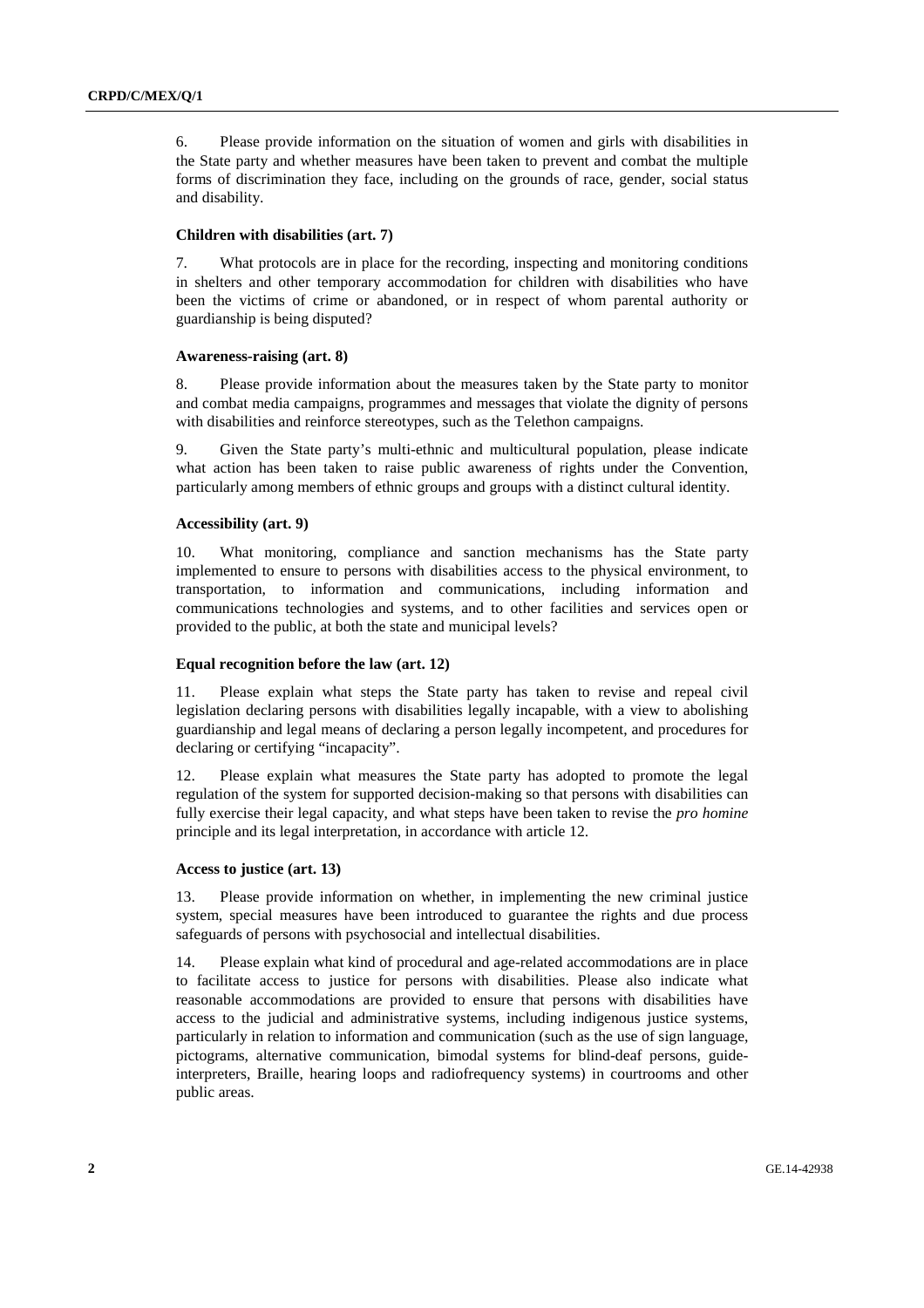6. Please provide information on the situation of women and girls with disabilities in the State party and whether measures have been taken to prevent and combat the multiple forms of discrimination they face, including on the grounds of race, gender, social status and disability.

### Children with disabilities (art. 7)

7. What protocols are in place for the recording, inspecting and monitoring conditions in shelters and other temporary accommodation for children with disabilities who have been the victims of crime or abandoned, or in respect of whom parental authority or guardianship is being disputed?

### Awareness-raising (art. 8)

8. Please provide information about the measures taken by the State party to monitor and combat media campaigns, programmes and messages that violate the dignity of persons with disabilities and reinforce stereotypes, such as the Telethon campaigns.

9. Given the State party's multi-ethnic and multicultural population, please indicate what action has been taken to raise public awareness of rights under the Convention, particularly among members of ethnic groups and groups with a distinct cultural identity.

### Accessibility (art. 9)

10. What monitoring, compliance and sanction mechanisms has the State party implemented to ensure to persons with disabilities access to the physical environment, to transportation, to information and communications, including information and communications technologies and systems, and to other facilities and services open or provided to the public, at both the state and municipal levels?

### Equal recognition before the law (art. 12)

11. Please explain what steps the State party has taken to revise and repeal civil legislation declaring persons with disabilities legally incapable, with a view to abolishing guardianship and legal means of declaring a person legally incompetent, and procedures for declaring or certifying "incapacity".

12. Please explain what measures the State party has adopted to promote the legal regulation of the system for supported decision-making so that persons with disabilities can fully exercise their legal capacity, and what steps have been taken to revise the *pro homine* principle and its legal interpretation, in accordance with article 12.

### Access to justice (art. 13)

13. Please provide information on whether, in implementing the new criminal justice system, special measures have been introduced to guarantee the rights and due process safeguards of persons with psychosocial and intellectual disabilities.

14. Please explain what kind of procedural and age-related accommodations are in place to facilitate access to justice for persons with disabilities. Please also indicate what reasonable accommodations are provided to ensure that persons with disabilities have access to the judicial and administrative systems, including indigenous justice systems, particularly in relation to information and communication (such as the use of sign language, pictograms, alternative communication, bimodal systems for blind-deaf persons, guide-interpreters, Braille, hearing loops and radiofrequency systems) in courtrooms and other public areas.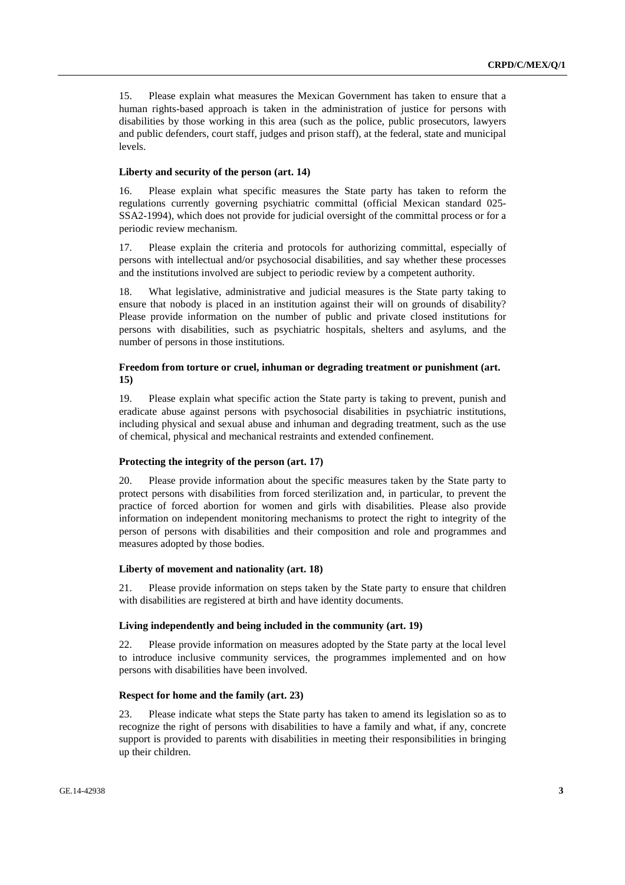15. Please explain what measures the Mexican Government has taken to ensure that a human rights-based approach is taken in the administration of justice for persons with disabilities by those working in this area (such as the police, public prosecutors, lawyers and public defenders, court staff, judges and prison staff), at the federal, state and municipal levels.

### Liberty and security of the person (art. 14)

16. Please explain what specific measures the State party has taken to reform the regulations currently governing psychiatric committal (official Mexican standard 025-SSA2-1994), which does not provide for judicial oversight of the committal process or for a periodic review mechanism.

17. Please explain the criteria and protocols for authorizing committal, especially of persons with intellectual and/or psychosocial disabilities, and say whether these processes and the institutions involved are subject to periodic review by a competent authority.

18. What legislative, administrative and judicial measures is the State party taking to ensure that nobody is placed in an institution against their will on grounds of disability? Please provide information on the number of public and private closed institutions for persons with disabilities, such as psychiatric hospitals, shelters and asylums, and the number of persons in those institutions.

### Freedom from torture or cruel, inhuman or degrading treatment or punishment (art. 15)

19. Please explain what specific action the State party is taking to prevent, punish and eradicate abuse against persons with psychosocial disabilities in psychiatric institutions, including physical and sexual abuse and inhuman and degrading treatment, such as the use of chemical, physical and mechanical restraints and extended confinement.

### Protecting the integrity of the person (art. 17)

20. Please provide information about the specific measures taken by the State party to protect persons with disabilities from forced sterilization and, in particular, to prevent the practice of forced abortion for women and girls with disabilities. Please also provide information on independent monitoring mechanisms to protect the right to integrity of the person of persons with disabilities and their composition and role and programmes and measures adopted by those bodies.

### Liberty of movement and nationality (art. 18)

21. Please provide information on steps taken by the State party to ensure that children with disabilities are registered at birth and have identity documents.

### Living independently and being included in the community (art. 19)

22. Please provide information on measures adopted by the State party at the local level to introduce inclusive community services, the programmes implemented and on how persons with disabilities have been involved.

### Respect for home and the family (art. 23)

23. Please indicate what steps the State party has taken to amend its legislation so as to recognize the right of persons with disabilities to have a family and what, if any, concrete support is provided to parents with disabilities in meeting their responsibilities in bringing up their children.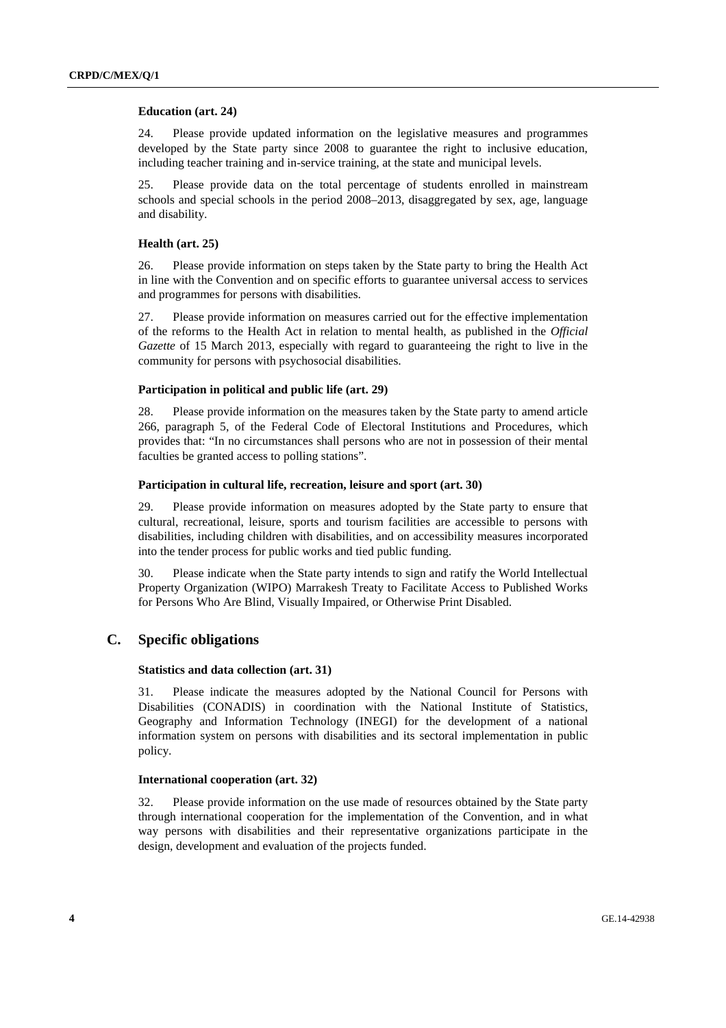### Education (art. 24)

24. Please provide updated information on the legislative measures and programmes developed by the State party since 2008 to guarantee the right to inclusive education, including teacher training and in-service training, at the state and municipal levels.

25. Please provide data on the total percentage of students enrolled in mainstream schools and special schools in the period 2008–2013, disaggregated by sex, age, language and disability.

### Health (art. 25)

26. Please provide information on steps taken by the State party to bring the Health Act in line with the Convention and on specific efforts to guarantee universal access to services and programmes for persons with disabilities.

27. Please provide information on measures carried out for the effective implementation of the reforms to the Health Act in relation to mental health, as published in the *Official Gazette* of 15 March 2013, especially with regard to guaranteeing the right to live in the community for persons with psychosocial disabilities.

### Participation in political and public life (art. 29)

28. Please provide information on the measures taken by the State party to amend article 266, paragraph 5, of the Federal Code of Electoral Institutions and Procedures, which provides that: "In no circumstances shall persons who are not in possession of their mental faculties be granted access to polling stations".

### Participation in cultural life, recreation, leisure and sport (art. 30)

29. Please provide information on measures adopted by the State party to ensure that cultural, recreational, leisure, sports and tourism facilities are accessible to persons with disabilities, including children with disabilities, and on accessibility measures incorporated into the tender process for public works and tied public funding.

30. Please indicate when the State party intends to sign and ratify the World Intellectual Property Organization (WIPO) Marrakesh Treaty to Facilitate Access to Published Works for Persons Who Are Blind, Visually Impaired, or Otherwise Print Disabled.

## C. Specific obligations

### Statistics and data collection (art. 31)

31. Please indicate the measures adopted by the National Council for Persons with Disabilities (CONADIS) in coordination with the National Institute of Statistics, Geography and Information Technology (INEGI) for the development of a national information system on persons with disabilities and its sectoral implementation in public policy.

### International cooperation (art. 32)

32. Please provide information on the use made of resources obtained by the State party through international cooperation for the implementation of the Convention, and in what way persons with disabilities and their representative organizations participate in the design, development and evaluation of the projects funded.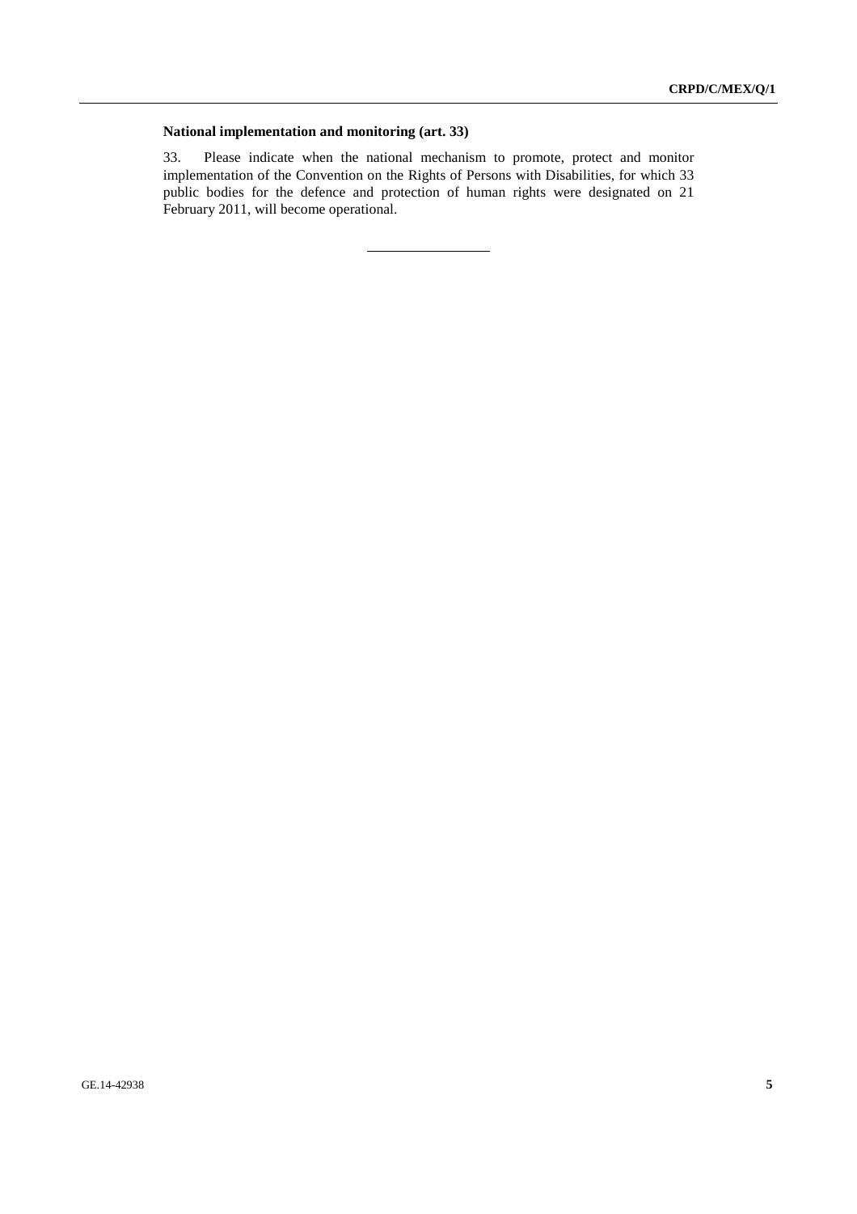### National implementation and monitoring (art. 33)

33. Please indicate when the national mechanism to promote, protect and monitor implementation of the Convention on the Rights of Persons with Disabilities, for which 33 public bodies for the defence and protection of human rights were designated on 21 February 2011, will become operational.